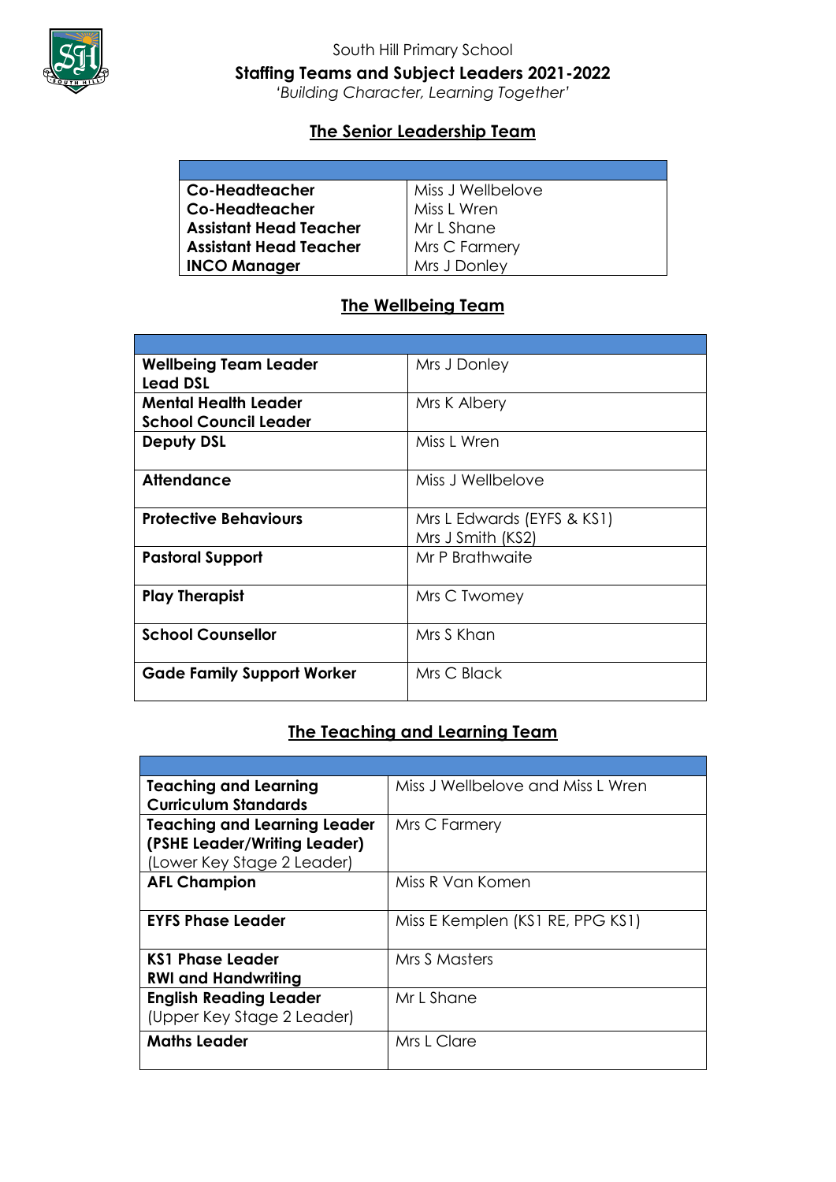South Hill Primary School

# Staffing Teams and Subject Leaders 2021-2022

*'Building Character, Learning Together'*

## The Senior Leadership Team

| | |
|---|---|
| **Co-Headteacher** | Miss J Wellbelove |
| **Co-Headteacher** | Miss L Wren |
| **Assistant Head Teacher** | Mr L Shane |
| **Assistant Head Teacher** | Mrs C Farmery |
| **INCO Manager** | Mrs J Donley |

## The Wellbeing Team

| | |
|---|---|
| **Wellbeing Team Leader**<br>**Lead DSL** | Mrs J Donley |
| **Mental Health Leader**<br>**School Council Leader** | Mrs K Albery |
| **Deputy DSL** | Miss L Wren |
| **Attendance** | Miss J Wellbelove |
| **Protective Behaviours** | Mrs L Edwards (EYFS & KS1)<br>Mrs J Smith (KS2) |
| **Pastoral Support** | Mr P Brathwaite |
| **Play Therapist** | Mrs C Twomey |
| **School Counsellor** | Mrs S Khan |
| **Gade Family Support Worker** | Mrs C Black |

## The Teaching and Learning Team

| | |
|---|---|
| **Teaching and Learning**<br>**Curriculum Standards** | Miss J Wellbelove and Miss L Wren |
| **Teaching and Learning Leader**<br>**(PSHE Leader/Writing Leader)**<br>(Lower Key Stage 2 Leader) | Mrs C Farmery |
| **AFL Champion** | Miss R Van Komen |
| **EYFS Phase Leader** | Miss E Kemplen (KS1 RE, PPG KS1) |
| **KS1 Phase Leader**<br>**RWI and Handwriting** | Mrs S Masters |
| **English Reading Leader**<br>(Upper Key Stage 2 Leader) | Mr L Shane |
| **Maths Leader** | Mrs L Clare |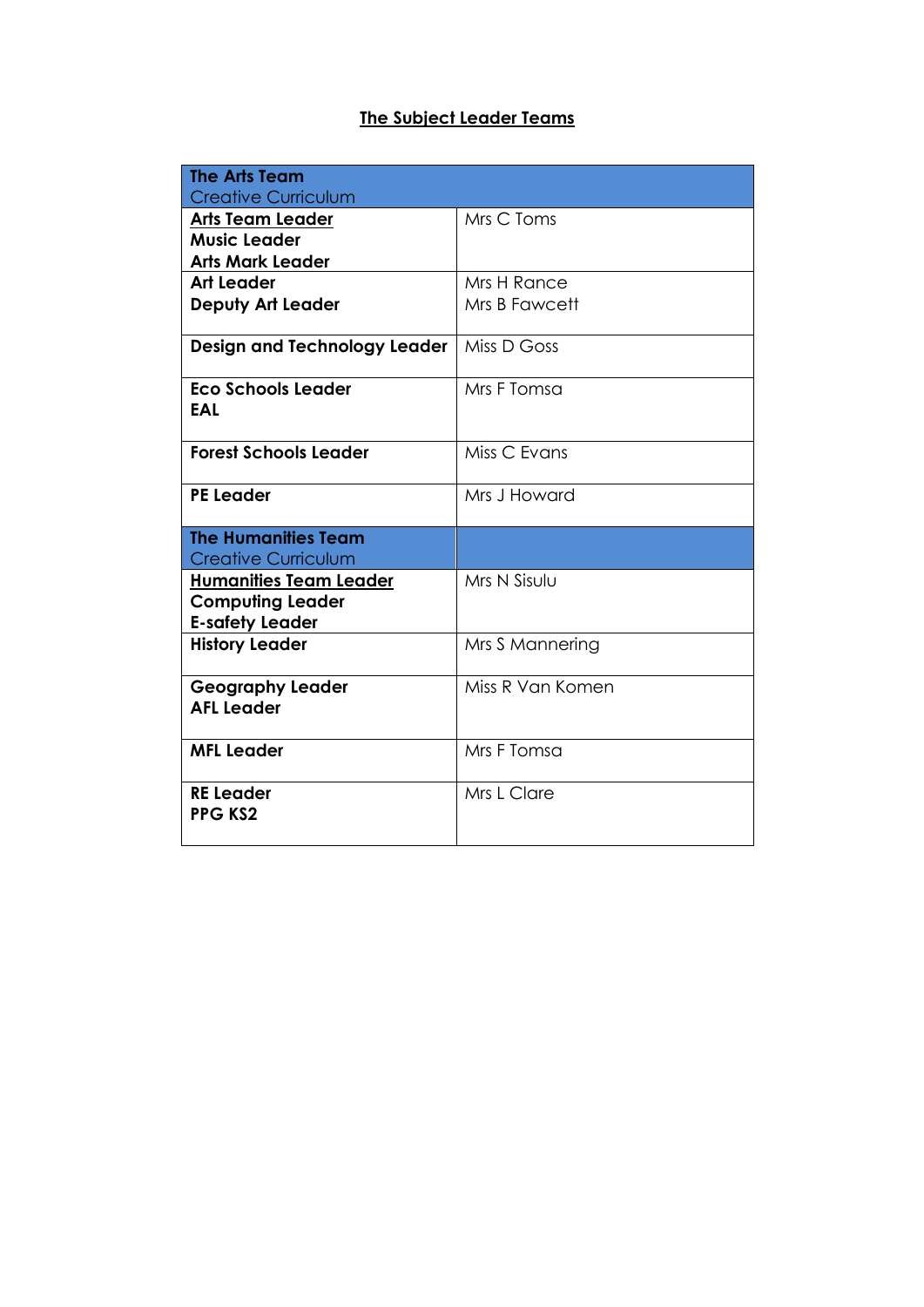# The Subject Leader Teams

| | |
|---|---|
| **The Arts Team** Creative Curriculum | |
| **Arts Team Leader** **Music Leader** **Arts Mark Leader** | Mrs C Toms |
| **Art Leader** **Deputy Art Leader** | Mrs H Rance Mrs B Fawcett |
| **Design and Technology Leader** | Miss D Goss |
| **Eco Schools Leader** **EAL** | Mrs F Tomsa |
| **Forest Schools Leader** | Miss C Evans |
| **PE Leader** | Mrs J Howard |
| **The Humanities Team** Creative Curriculum | |
| **Humanities Team Leader** **Computing Leader** **E-safety Leader** | Mrs N Sisulu |
| **History Leader** | Mrs S Mannering |
| **Geography Leader** **AFL Leader** | Miss R Van Komen |
| **MFL Leader** | Mrs F Tomsa |
| **RE Leader** **PPG KS2** | Mrs L Clare |